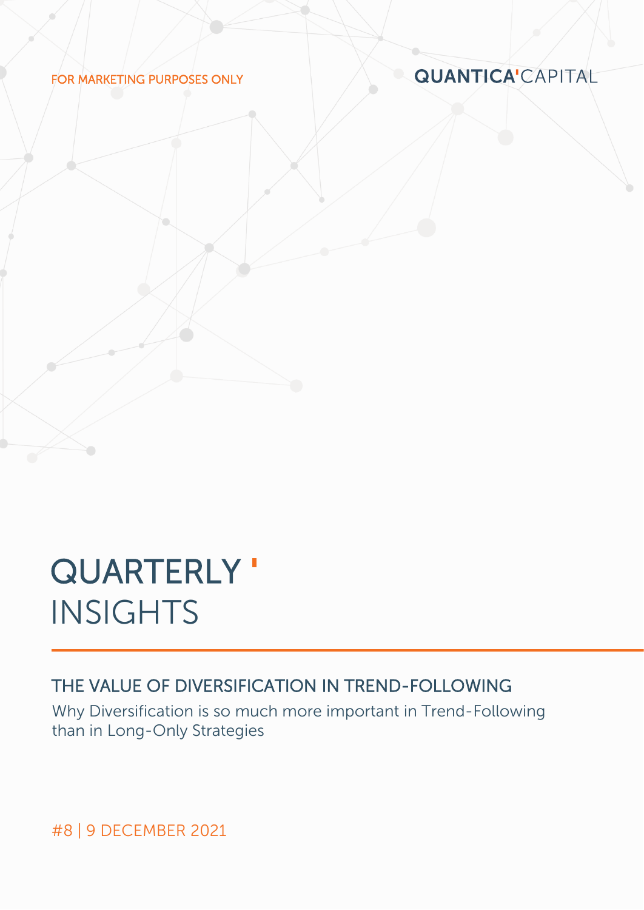FOR MARKETING PURPOSES ONLY

QUANTICA'CAPITAL

# QUARTERLY INSIGHTS

## THE VALUE OF DIVERSIFICATION IN TREND-FOLLOWING

Why Diversification is so much more important in Trend-Following than in Long-Only Strategies

#8 | 9 DECEMBER 2021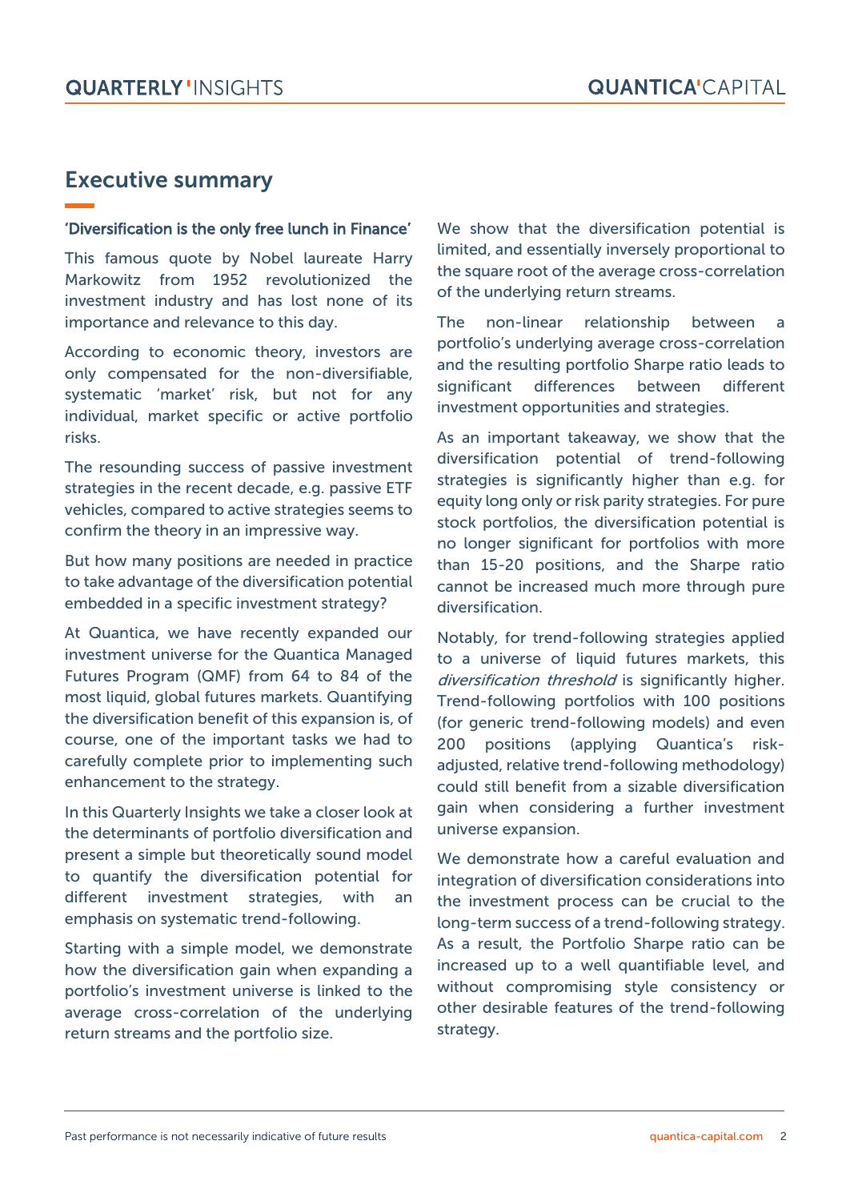## Executive summary

**'Diversification is the only free lunch in Finance'**

This famous quote by Nobel laureate Harry Markowitz from 1952 revolutionized the investment industry and has lost none of its importance and relevance to this day.

According to economic theory, investors are only compensated for the non-diversifiable, systematic 'market' risk, but not for any individual, market specific or active portfolio risks.

The resounding success of passive investment strategies in the recent decade, e.g. passive ETF vehicles, compared to active strategies seems to confirm the theory in an impressive way.

But how many positions are needed in practice to take advantage of the diversification potential embedded in a specific investment strategy?

At Quantica, we have recently expanded our investment universe for the Quantica Managed Futures Program (QMF) from 64 to 84 of the most liquid, global futures markets. Quantifying the diversification benefit of this expansion is, of course, one of the important tasks we had to carefully complete prior to implementing such enhancement to the strategy.

In this Quarterly Insights we take a closer look at the determinants of portfolio diversification and present a simple but theoretically sound model to quantify the diversification potential for different investment strategies, with an emphasis on systematic trend-following.

Starting with a simple model, we demonstrate how the diversification gain when expanding a portfolio's investment universe is linked to the average cross-correlation of the underlying return streams and the portfolio size.

We show that the diversification potential is limited, and essentially inversely proportional to the square root of the average cross-correlation of the underlying return streams.

The non-linear relationship between a portfolio's underlying average cross-correlation and the resulting portfolio Sharpe ratio leads to significant differences between different investment opportunities and strategies.

As an important takeaway, we show that the diversification potential of trend-following strategies is significantly higher than e.g. for equity long only or risk parity strategies. For pure stock portfolios, the diversification potential is no longer significant for portfolios with more than 15-20 positions, and the Sharpe ratio cannot be increased much more through pure diversification.

Notably, for trend-following strategies applied to a universe of liquid futures markets, this *diversification threshold* is significantly higher. Trend-following portfolios with 100 positions (for generic trend-following models) and even 200 positions (applying Quantica's risk-adjusted, relative trend-following methodology) could still benefit from a sizable diversification gain when considering a further investment universe expansion.

We demonstrate how a careful evaluation and integration of diversification considerations into the investment process can be crucial to the long-term success of a trend-following strategy. As a result, the Portfolio Sharpe ratio can be increased up to a well quantifiable level, and without compromising style consistency or other desirable features of the trend-following strategy.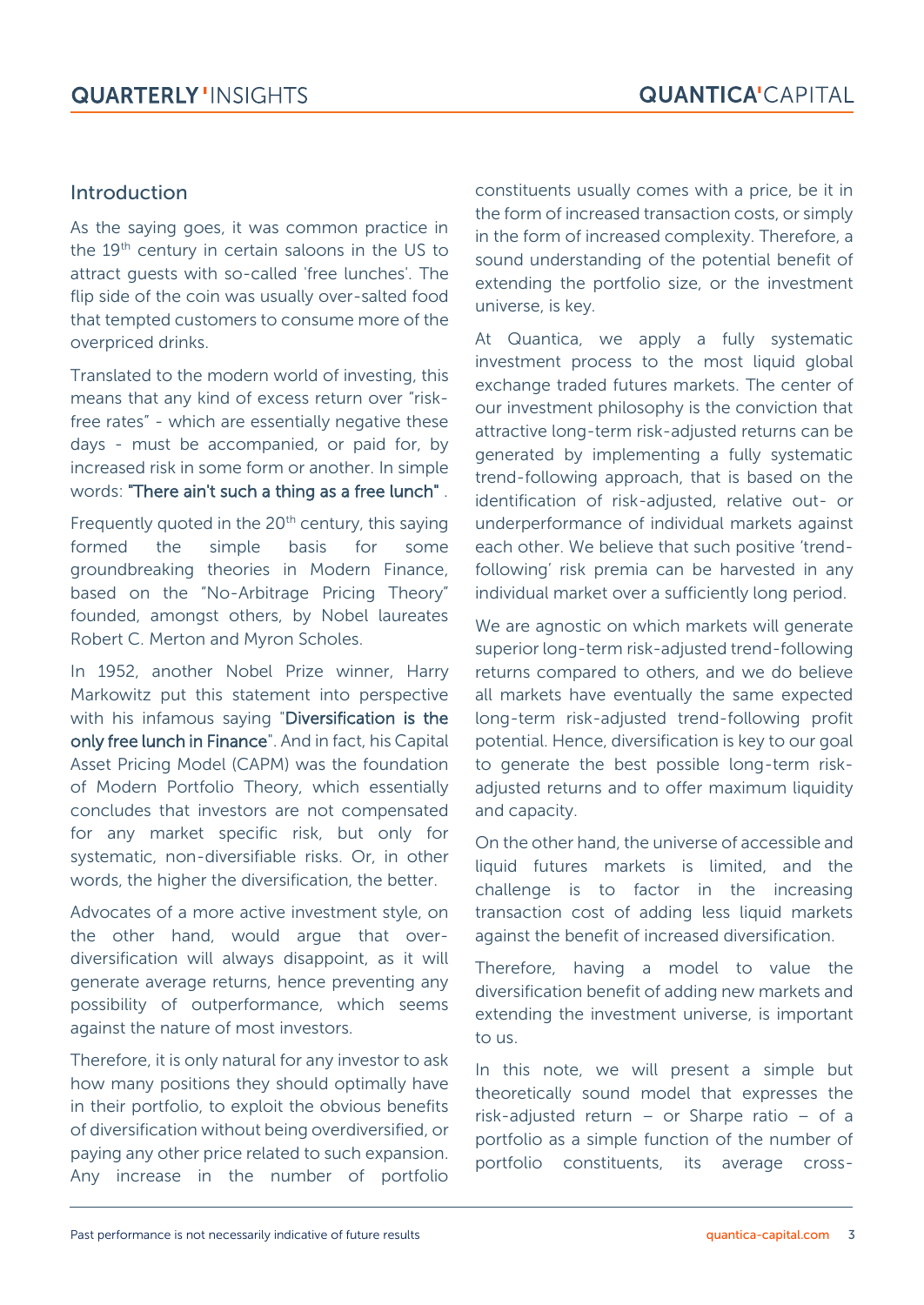## Introduction

As the saying goes, it was common practice in the 19th century in certain saloons in the US to attract guests with so-called 'free lunches'. The flip side of the coin was usually over-salted food that tempted customers to consume more of the overpriced drinks.

Translated to the modern world of investing, this means that any kind of excess return over "risk-free rates" - which are essentially negative these days - must be accompanied, or paid for, by increased risk in some form or another. In simple words: **"There ain't such a thing as a free lunch"** .

Frequently quoted in the 20th century, this saying formed the simple basis for some groundbreaking theories in Modern Finance, based on the "No-Arbitrage Pricing Theory" founded, amongst others, by Nobel laureates Robert C. Merton and Myron Scholes.

In 1952, another Nobel Prize winner, Harry Markowitz put this statement into perspective with his infamous saying "**Diversification is the only free lunch in Finance**". And in fact, his Capital Asset Pricing Model (CAPM) was the foundation of Modern Portfolio Theory, which essentially concludes that investors are not compensated for any market specific risk, but only for systematic, non-diversifiable risks. Or, in other words, the higher the diversification, the better.

Advocates of a more active investment style, on the other hand, would argue that over-diversification will always disappoint, as it will generate average returns, hence preventing any possibility of outperformance, which seems against the nature of most investors.

Therefore, it is only natural for any investor to ask how many positions they should optimally have in their portfolio, to exploit the obvious benefits of diversification without being overdiversified, or paying any other price related to such expansion. Any increase in the number of portfolio constituents usually comes with a price, be it in the form of increased transaction costs, or simply in the form of increased complexity. Therefore, a sound understanding of the potential benefit of extending the portfolio size, or the investment universe, is key.

At Quantica, we apply a fully systematic investment process to the most liquid global exchange traded futures markets. The center of our investment philosophy is the conviction that attractive long-term risk-adjusted returns can be generated by implementing a fully systematic trend-following approach, that is based on the identification of risk-adjusted, relative out- or underperformance of individual markets against each other. We believe that such positive 'trend-following' risk premia can be harvested in any individual market over a sufficiently long period.

We are agnostic on which markets will generate superior long-term risk-adjusted trend-following returns compared to others, and we do believe all markets have eventually the same expected long-term risk-adjusted trend-following profit potential. Hence, diversification is key to our goal to generate the best possible long-term risk-adjusted returns and to offer maximum liquidity and capacity.

On the other hand, the universe of accessible and liquid futures markets is limited, and the challenge is to factor in the increasing transaction cost of adding less liquid markets against the benefit of increased diversification.

Therefore, having a model to value the diversification benefit of adding new markets and extending the investment universe, is important to us.

In this note, we will present a simple but theoretically sound model that expresses the risk-adjusted return – or Sharpe ratio – of a portfolio as a simple function of the number of portfolio constituents, its average cross-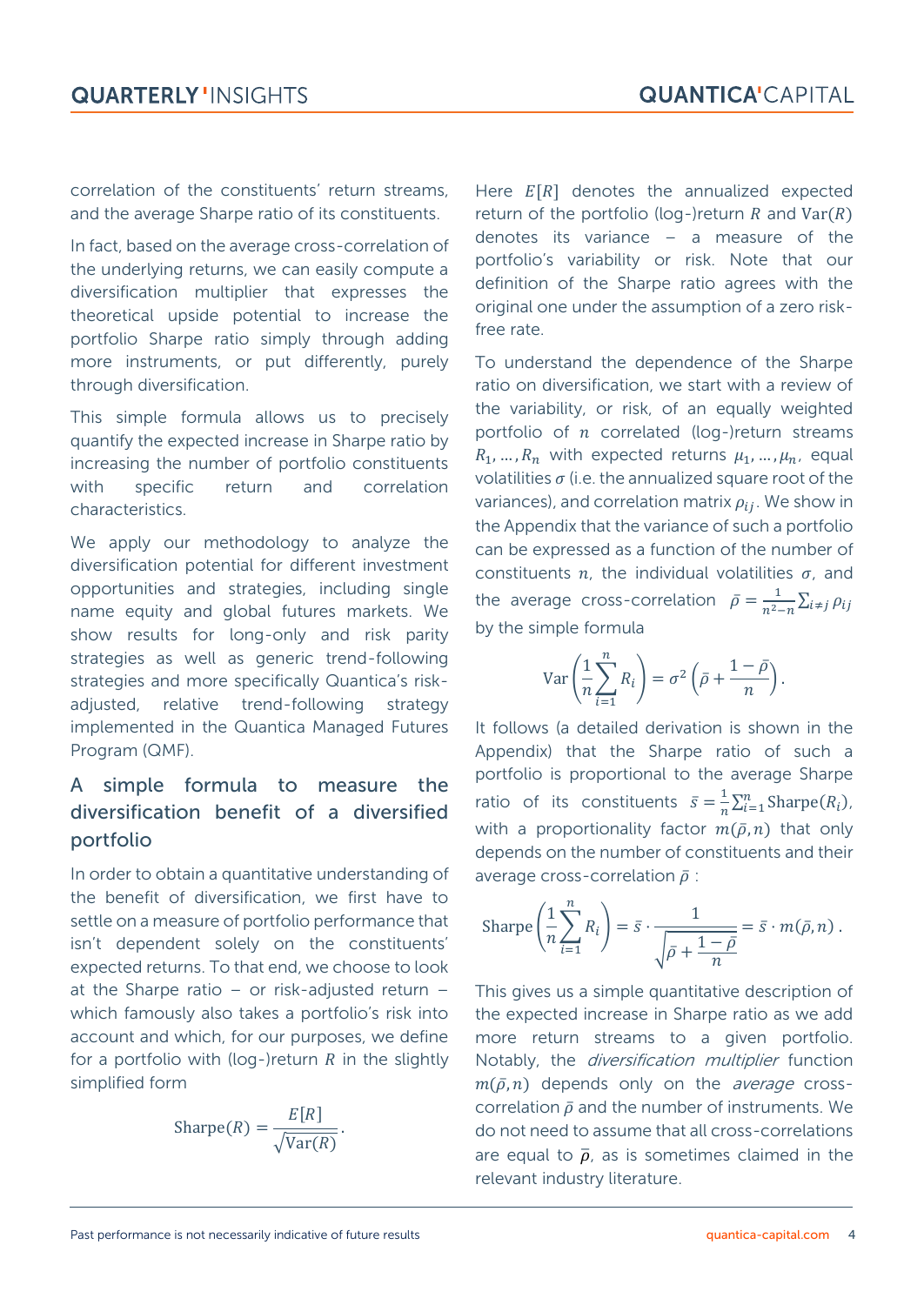correlation of the constituents' return streams, and the average Sharpe ratio of its constituents.

In fact, based on the average cross-correlation of the underlying returns, we can easily compute a diversification multiplier that expresses the theoretical upside potential to increase the portfolio Sharpe ratio simply through adding more instruments, or put differently, purely through diversification.

This simple formula allows us to precisely quantify the expected increase in Sharpe ratio by increasing the number of portfolio constituents with specific return and correlation characteristics.

We apply our methodology to analyze the diversification potential for different investment opportunities and strategies, including single name equity and global futures markets. We show results for long-only and risk parity strategies as well as generic trend-following strategies and more specifically Quantica's risk-adjusted, relative trend-following strategy implemented in the Quantica Managed Futures Program (QMF).

## A simple formula to measure the diversification benefit of a diversified portfolio

In order to obtain a quantitative understanding of the benefit of diversification, we first have to settle on a measure of portfolio performance that isn't dependent solely on the constituents' expected returns. To that end, we choose to look at the Sharpe ratio – or risk-adjusted return – which famously also takes a portfolio's risk into account and which, for our purposes, we define for a portfolio with (log-)return $R$ in the slightly simplified form

$$\text{Sharpe}(R) = \frac{E[R]}{\sqrt{\text{Var}(R)}}.$$

Here $E[R]$ denotes the annualized expected return of the portfolio (log-)return $R$ and $\text{Var}(R)$ denotes its variance – a measure of the portfolio's variability or risk. Note that our definition of the Sharpe ratio agrees with the original one under the assumption of a zero risk-free rate.

To understand the dependence of the Sharpe ratio on diversification, we start with a review of the variability, or risk, of an equally weighted portfolio of $n$ correlated (log-)return streams $R_1, \ldots, R_n$ with expected returns $\mu_1, \ldots, \mu_n$, equal volatilities $\sigma$ (i.e. the annualized square root of the variances), and correlation matrix $\rho_{ij}$. We show in the Appendix that the variance of such a portfolio can be expressed as a function of the number of constituents $n$, the individual volatilities $\sigma$, and the average cross-correlation $\bar{\rho} = \frac{1}{n^2-n}\sum_{i \neq j} \rho_{ij}$ by the simple formula

$$\text{Var}\left(\frac{1}{n}\sum_{i=1}^{n} R_i\right) = \sigma^2 \left(\bar{\rho} + \frac{1-\bar{\rho}}{n}\right).$$

It follows (a detailed derivation is shown in the Appendix) that the Sharpe ratio of such a portfolio is proportional to the average Sharpe ratio of its constituents $\bar{s} = \frac{1}{n}\sum_{i=1}^{n} \text{Sharpe}(R_i)$, with a proportionality factor $m(\bar{\rho}, n)$ that only depends on the number of constituents and their average cross-correlation $\bar{\rho}$ :

$$\text{Sharpe}\left(\frac{1}{n}\sum_{i=1}^{n} R_i\right) = \bar{s} \cdot \frac{1}{\sqrt{\bar{\rho} + \frac{1-\bar{\rho}}{n}}} = \bar{s} \cdot m(\bar{\rho}, n)\,.$$

This gives us a simple quantitative description of the expected increase in Sharpe ratio as we add more return streams to a given portfolio. Notably, the *diversification multiplier* function $m(\bar{\rho}, n)$ depends only on the *average* cross-correlation $\bar{\rho}$ and the number of instruments. We do not need to assume that all cross-correlations are equal to $\bar{\rho}$, as is sometimes claimed in the relevant industry literature.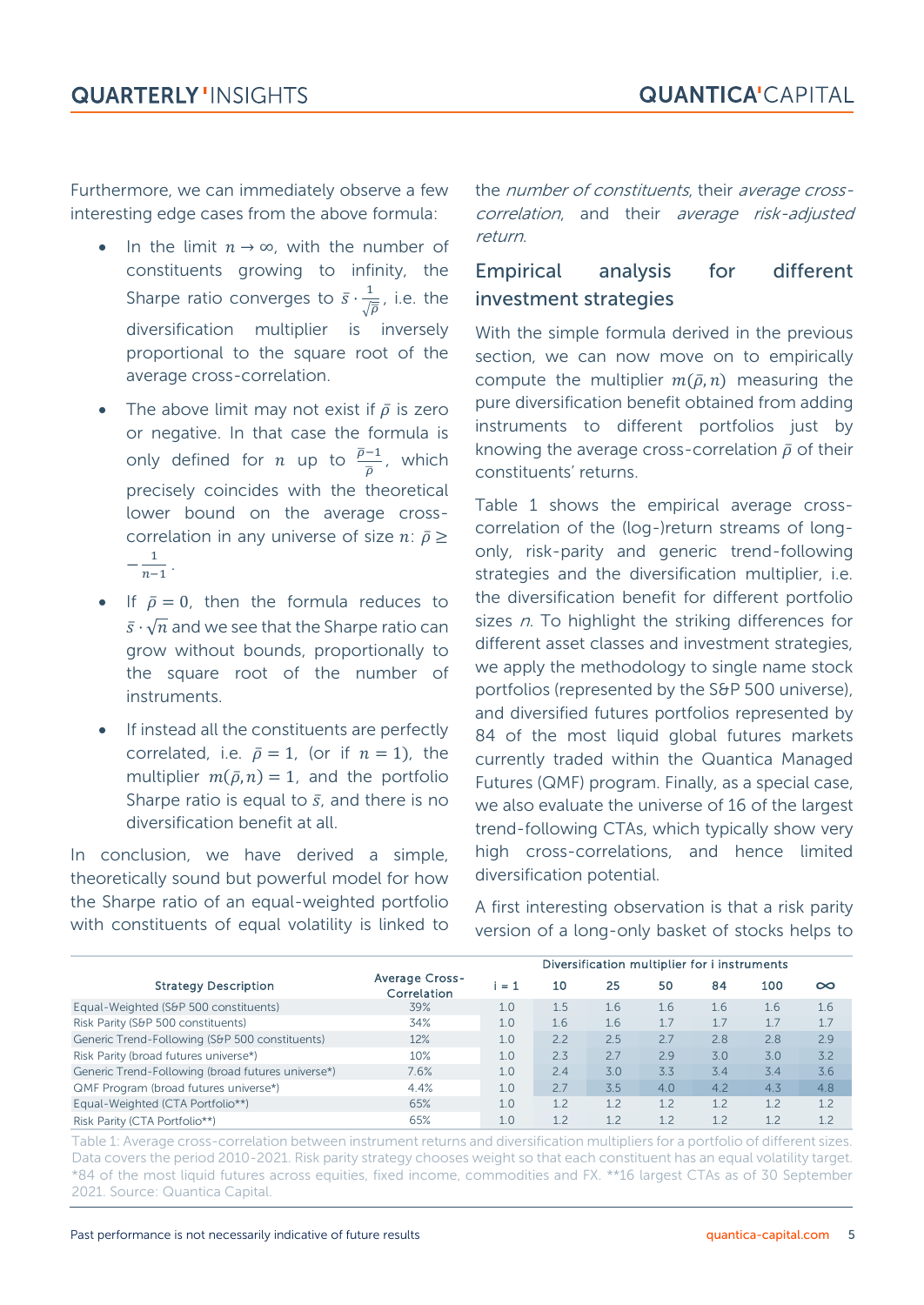Furthermore, we can immediately observe a few interesting edge cases from the above formula:

- In the limit $n \to \infty$, with the number of constituents growing to infinity, the Sharpe ratio converges to $\bar{s} \cdot \frac{1}{\sqrt{\bar{\rho}}}$, i.e. the diversification multiplier is inversely proportional to the square root of the average cross-correlation.
- The above limit may not exist if $\bar{\rho}$ is zero or negative. In that case the formula is only defined for $n$ up to $\frac{\bar{\rho}-1}{\bar{\rho}}$, which precisely coincides with the theoretical lower bound on the average cross-correlation in any universe of size $n$: $\bar{\rho} \geq -\frac{1}{n-1}$.
- If $\bar{\rho} = 0$, then the formula reduces to $\bar{s} \cdot \sqrt{n}$ and we see that the Sharpe ratio can grow without bounds, proportionally to the square root of the number of instruments.
- If instead all the constituents are perfectly correlated, i.e. $\bar{\rho} = 1$, (or if $n = 1$), the multiplier $m(\bar{\rho}, n) = 1$, and the portfolio Sharpe ratio is equal to $\bar{s}$, and there is no diversification benefit at all.

In conclusion, we have derived a simple, theoretically sound but powerful model for how the Sharpe ratio of an equal-weighted portfolio with constituents of equal volatility is linked to the *number of constituents*, their *average cross-correlation*, and their *average risk-adjusted return*.

## Empirical analysis for different investment strategies

With the simple formula derived in the previous section, we can now move on to empirically compute the multiplier $m(\bar{\rho}, n)$ measuring the pure diversification benefit obtained from adding instruments to different portfolios just by knowing the average cross-correlation $\bar{\rho}$ of their constituents' returns.

Table 1 shows the empirical average cross-correlation of the (log-)return streams of long-only, risk-parity and generic trend-following strategies and the diversification multiplier, i.e. the diversification benefit for different portfolio sizes $n$. To highlight the striking differences for different asset classes and investment strategies, we apply the methodology to single name stock portfolios (represented by the S&P 500 universe), and diversified futures portfolios represented by 84 of the most liquid global futures markets currently traded within the Quantica Managed Futures (QMF) program. Finally, as a special case, we also evaluate the universe of 16 of the largest trend-following CTAs, which typically show very high cross-correlations, and hence limited diversification potential.

A first interesting observation is that a risk parity version of a long-only basket of stocks helps to

| Strategy Description | Average Cross-Correlation | Diversification multiplier for i instruments | | | | | | |
|---|---|---|---|---|---|---|---|---|
| | | i = 1 | 10 | 25 | 50 | 84 | 100 | ∞ |
| Equal-Weighted (S&P 500 constituents) | 39% | 1.0 | 1.5 | 1.6 | 1.6 | 1.6 | 1.6 | 1.6 |
| Risk Parity (S&P 500 constituents) | 34% | 1.0 | 1.6 | 1.6 | 1.7 | 1.7 | 1.7 | 1.7 |
| Generic Trend-Following (S&P 500 constituents) | 12% | 1.0 | 2.2 | 2.5 | 2.7 | 2.8 | 2.8 | 2.9 |
| Risk Parity (broad futures universe*) | 10% | 1.0 | 2.3 | 2.7 | 2.9 | 3.0 | 3.0 | 3.2 |
| Generic Trend-Following (broad futures universe*) | 7.6% | 1.0 | 2.4 | 3.0 | 3.3 | 3.4 | 3.4 | 3.6 |
| QMF Program (broad futures universe*) | 4.4% | 1.0 | 2.7 | 3.5 | 4.0 | 4.2 | 4.3 | 4.8 |
| Equal-Weighted (CTA Portfolio**) | 65% | 1.0 | 1.2 | 1.2 | 1.2 | 1.2 | 1.2 | 1.2 |
| Risk Parity (CTA Portfolio**) | 65% | 1.0 | 1.2 | 1.2 | 1.2 | 1.2 | 1.2 | 1.2 |

Table 1: Average cross-correlation between instrument returns and diversification multipliers for a portfolio of different sizes. Data covers the period 2010-2021. Risk parity strategy chooses weight so that each constituent has an equal volatility target. *84 of the most liquid futures across equities, fixed income, commodities and FX. **16 largest CTAs as of 30 September 2021. Source: Quantica Capital.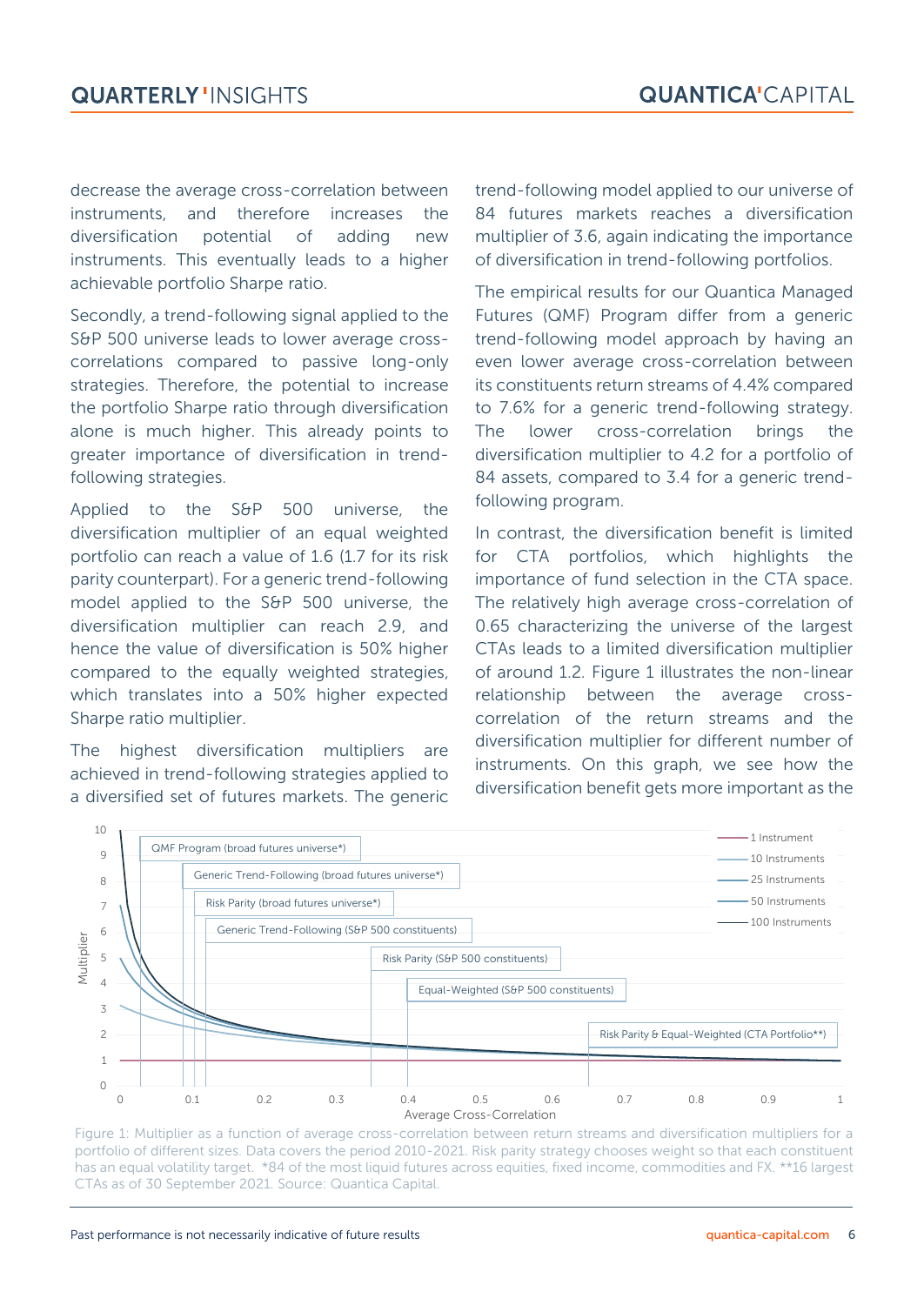decrease the average cross-correlation between instruments, and therefore increases the diversification potential of adding new instruments. This eventually leads to a higher achievable portfolio Sharpe ratio.

Secondly, a trend-following signal applied to the S&P 500 universe leads to lower average cross-correlations compared to passive long-only strategies. Therefore, the potential to increase the portfolio Sharpe ratio through diversification alone is much higher. This already points to greater importance of diversification in trend-following strategies.

Applied to the S&P 500 universe, the diversification multiplier of an equal weighted portfolio can reach a value of 1.6 (1.7 for its risk parity counterpart). For a generic trend-following model applied to the S&P 500 universe, the diversification multiplier can reach 2.9, and hence the value of diversification is 50% higher compared to the equally weighted strategies, which translates into a 50% higher expected Sharpe ratio multiplier.

The highest diversification multipliers are achieved in trend-following strategies applied to a diversified set of futures markets. The generic trend-following model applied to our universe of 84 futures markets reaches a diversification multiplier of 3.6, again indicating the importance of diversification in trend-following portfolios.

The empirical results for our Quantica Managed Futures (QMF) Program differ from a generic trend-following model approach by having an even lower average cross-correlation between its constituents return streams of 4.4% compared to 7.6% for a generic trend-following strategy. The lower cross-correlation brings the diversification multiplier to 4.2 for a portfolio of 84 assets, compared to 3.4 for a generic trend-following program.

In contrast, the diversification benefit is limited for CTA portfolios, which highlights the importance of fund selection in the CTA space. The relatively high average cross-correlation of 0.65 characterizing the universe of the largest CTAs leads to a limited diversification multiplier of around 1.2. Figure 1 illustrates the non-linear relationship between the average cross-correlation of the return streams and the diversification multiplier for different number of instruments. On this graph, we see how the diversification benefit gets more important as the

Figure 1: Multiplier as a function of average cross-correlation between return streams and diversification multipliers for a portfolio of different sizes. Data covers the period 2010-2021. Risk parity strategy chooses weight so that each constituent has an equal volatility target. *84 of the most liquid futures across equities, fixed income, commodities and FX. **16 largest CTAs as of 30 September 2021. Source: Quantica Capital.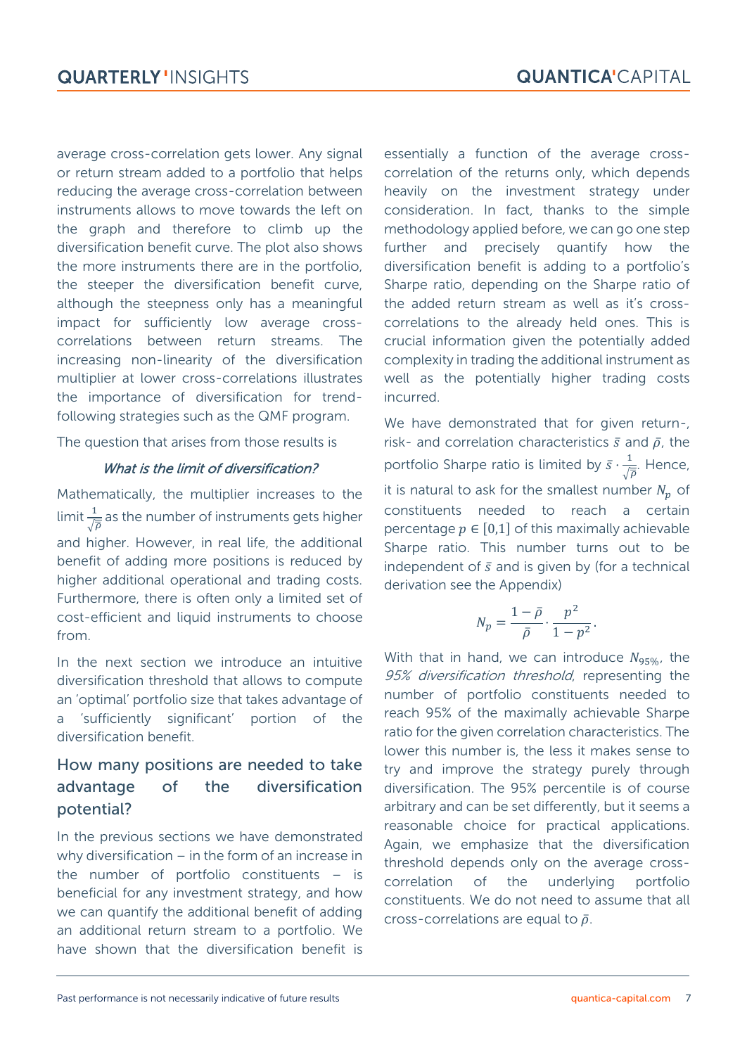average cross-correlation gets lower. Any signal or return stream added to a portfolio that helps reducing the average cross-correlation between instruments allows to move towards the left on the graph and therefore to climb up the diversification benefit curve. The plot also shows the more instruments there are in the portfolio, the steeper the diversification benefit curve, although the steepness only has a meaningful impact for sufficiently low average cross-correlations between return streams. The increasing non-linearity of the diversification multiplier at lower cross-correlations illustrates the importance of diversification for trend-following strategies such as the QMF program.

The question that arises from those results is

*What is the limit of diversification?*

Mathematically, the multiplier increases to the limit $\frac{1}{\sqrt{\bar{\rho}}}$ as the number of instruments gets higher and higher. However, in real life, the additional benefit of adding more positions is reduced by higher additional operational and trading costs. Furthermore, there is often only a limited set of cost-efficient and liquid instruments to choose from.

In the next section we introduce an intuitive diversification threshold that allows to compute an 'optimal' portfolio size that takes advantage of a 'sufficiently significant' portion of the diversification benefit.

## How many positions are needed to take advantage of the diversification potential?

In the previous sections we have demonstrated why diversification – in the form of an increase in the number of portfolio constituents – is beneficial for any investment strategy, and how we can quantify the additional benefit of adding an additional return stream to a portfolio. We have shown that the diversification benefit is essentially a function of the average cross-correlation of the returns only, which depends heavily on the investment strategy under consideration. In fact, thanks to the simple methodology applied before, we can go one step further and precisely quantify how the diversification benefit is adding to a portfolio's Sharpe ratio, depending on the Sharpe ratio of the added return stream as well as it's cross-correlations to the already held ones. This is crucial information given the potentially added complexity in trading the additional instrument as well as the potentially higher trading costs incurred.

We have demonstrated that for given return-, risk- and correlation characteristics $\bar{s}$ and $\bar{\rho}$, the portfolio Sharpe ratio is limited by $\bar{s} \cdot \frac{1}{\sqrt{\bar{\rho}}}$. Hence, it is natural to ask for the smallest number $N_p$ of constituents needed to reach a certain percentage $p \in [0,1]$ of this maximally achievable Sharpe ratio. This number turns out to be independent of $\bar{s}$ and is given by (for a technical derivation see the Appendix)

$$N_p = \frac{1-\bar{\rho}}{\bar{\rho}} \cdot \frac{p^2}{1-p^2}.$$

With that in hand, we can introduce $N_{95\%}$, the *95% diversification threshold*, representing the number of portfolio constituents needed to reach 95% of the maximally achievable Sharpe ratio for the given correlation characteristics. The lower this number is, the less it makes sense to try and improve the strategy purely through diversification. The 95% percentile is of course arbitrary and can be set differently, but it seems a reasonable choice for practical applications. Again, we emphasize that the diversification threshold depends only on the average cross-correlation of the underlying portfolio constituents. We do not need to assume that all cross-correlations are equal to $\bar{\rho}$.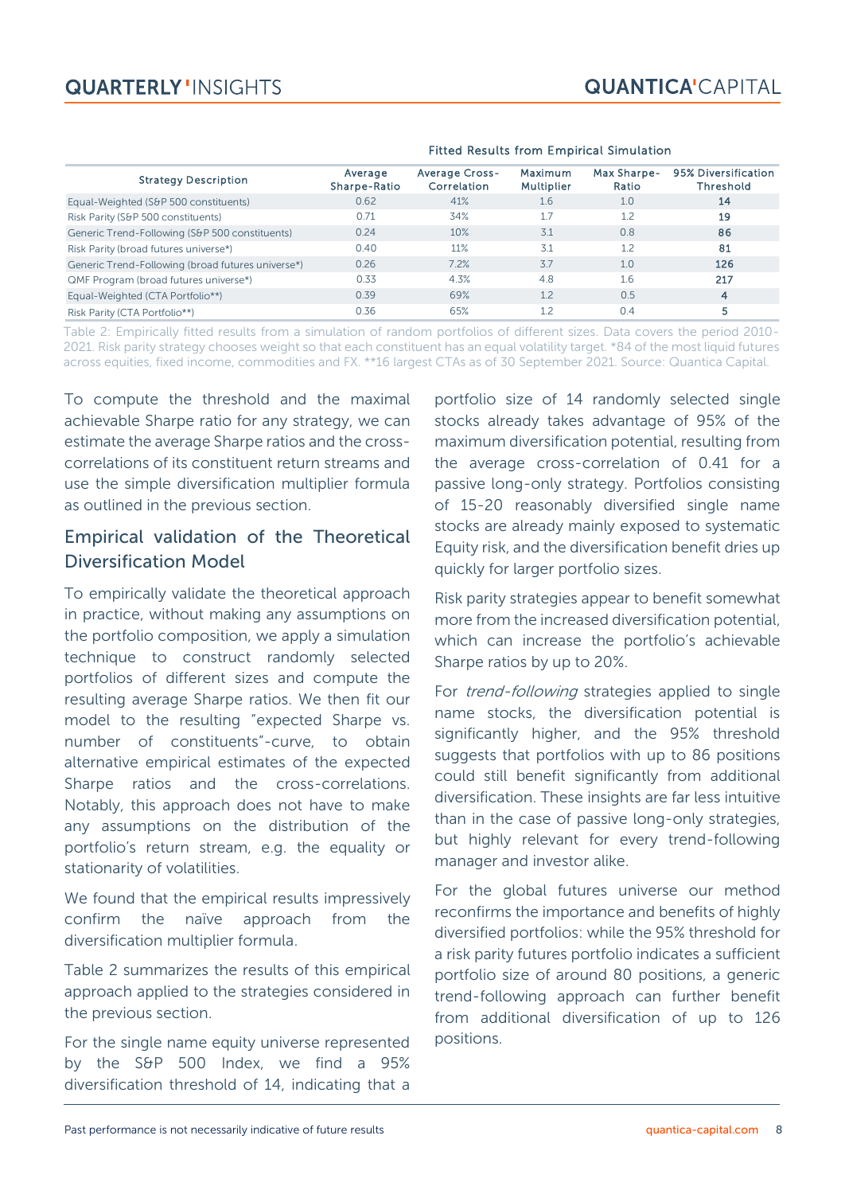| Strategy Description | Fitted Results from Empirical Simulation | | | | |
|---|---|---|---|---|---|
| | Average Sharpe-Ratio | Average Cross-Correlation | Maximum Multiplier | Max Sharpe-Ratio | 95% Diversification Threshold |
| Equal-Weighted (S&P 500 constituents) | 0.62 | 41% | 1.6 | 1.0 | **14** |
| Risk Parity (S&P 500 constituents) | 0.71 | 34% | 1.7 | 1.2 | **19** |
| Generic Trend-Following (S&P 500 constituents) | 0.24 | 10% | 3.1 | 0.8 | **86** |
| Risk Parity (broad futures universe*) | 0.40 | 11% | 3.1 | 1.2 | **81** |
| Generic Trend-Following (broad futures universe*) | 0.26 | 7.2% | 3.7 | 1.0 | **126** |
| QMF Program (broad futures universe*) | 0.33 | 4.3% | 4.8 | 1.6 | **217** |
| Equal-Weighted (CTA Portfolio**) | 0.39 | 69% | 1.2 | 0.5 | **4** |
| Risk Parity (CTA Portfolio**) | 0.36 | 65% | 1.2 | 0.4 | **5** |

Table 2: Empirically fitted results from a simulation of random portfolios of different sizes. Data covers the period 2010-2021. Risk parity strategy chooses weight so that each constituent has an equal volatility target. *84 of the most liquid futures across equities, fixed income, commodities and FX. **16 largest CTAs as of 30 September 2021. Source: Quantica Capital.

To compute the threshold and the maximal achievable Sharpe ratio for any strategy, we can estimate the average Sharpe ratios and the cross-correlations of its constituent return streams and use the simple diversification multiplier formula as outlined in the previous section.

## Empirical validation of the Theoretical Diversification Model

To empirically validate the theoretical approach in practice, without making any assumptions on the portfolio composition, we apply a simulation technique to construct randomly selected portfolios of different sizes and compute the resulting average Sharpe ratios. We then fit our model to the resulting "expected Sharpe vs. number of constituents"-curve, to obtain alternative empirical estimates of the expected Sharpe ratios and the cross-correlations. Notably, this approach does not have to make any assumptions on the distribution of the portfolio's return stream, e.g. the equality or stationarity of volatilities.

We found that the empirical results impressively confirm the naïve approach from the diversification multiplier formula.

Table 2 summarizes the results of this empirical approach applied to the strategies considered in the previous section.

For the single name equity universe represented by the S&P 500 Index, we find a 95% diversification threshold of 14, indicating that a portfolio size of 14 randomly selected single stocks already takes advantage of 95% of the maximum diversification potential, resulting from the average cross-correlation of 0.41 for a passive long-only strategy. Portfolios consisting of 15-20 reasonably diversified single name stocks are already mainly exposed to systematic Equity risk, and the diversification benefit dries up quickly for larger portfolio sizes.

Risk parity strategies appear to benefit somewhat more from the increased diversification potential, which can increase the portfolio's achievable Sharpe ratios by up to 20%.

For *trend-following* strategies applied to single name stocks, the diversification potential is significantly higher, and the 95% threshold suggests that portfolios with up to 86 positions could still benefit significantly from additional diversification. These insights are far less intuitive than in the case of passive long-only strategies, but highly relevant for every trend-following manager and investor alike.

For the global futures universe our method reconfirms the importance and benefits of highly diversified portfolios: while the 95% threshold for a risk parity futures portfolio indicates a sufficient portfolio size of around 80 positions, a generic trend-following approach can further benefit from additional diversification of up to 126 positions.

Past performance is not necessarily indicative of future results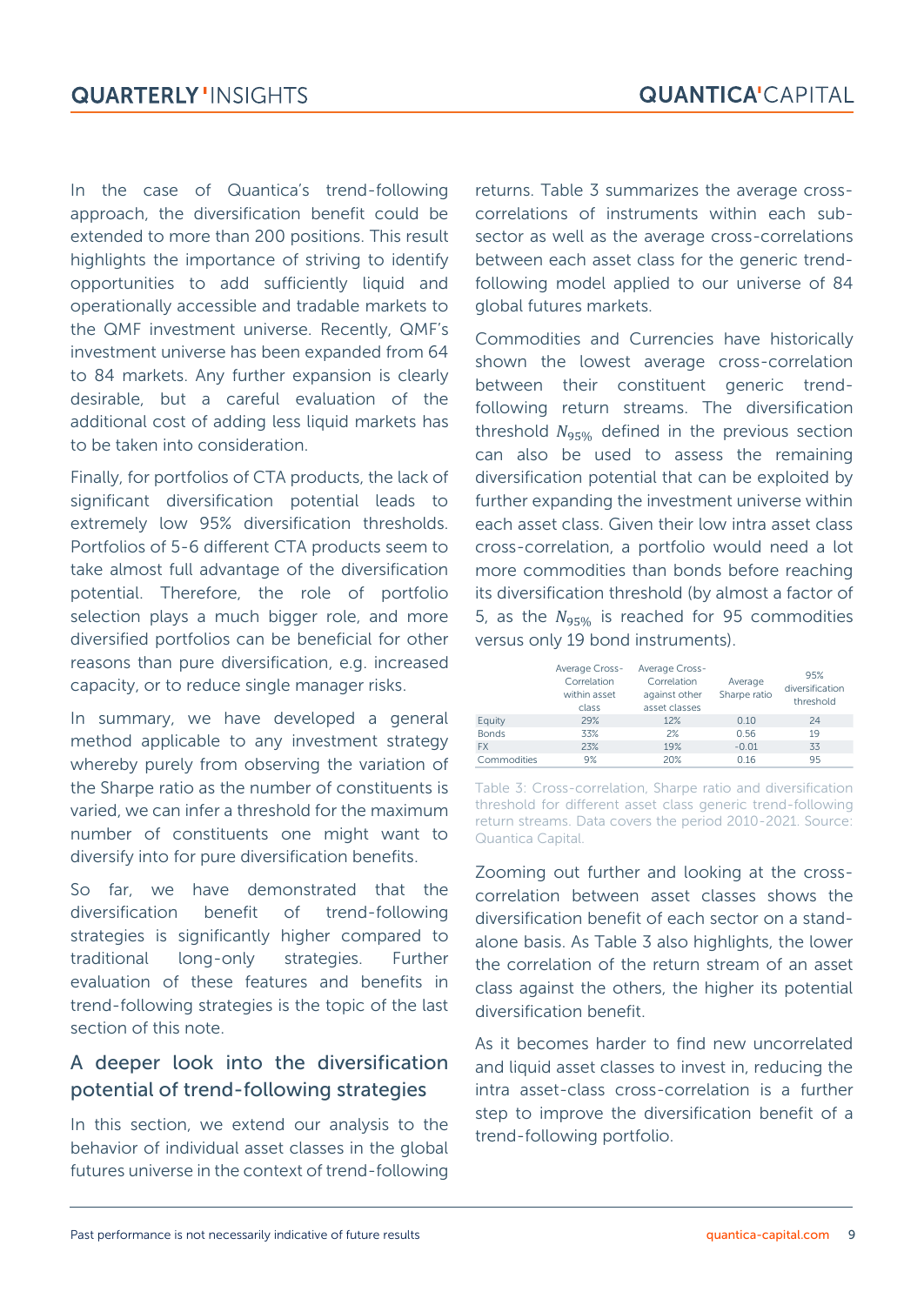In the case of Quantica's trend-following approach, the diversification benefit could be extended to more than 200 positions. This result highlights the importance of striving to identify opportunities to add sufficiently liquid and operationally accessible and tradable markets to the QMF investment universe. Recently, QMF's investment universe has been expanded from 64 to 84 markets. Any further expansion is clearly desirable, but a careful evaluation of the additional cost of adding less liquid markets has to be taken into consideration.

Finally, for portfolios of CTA products, the lack of significant diversification potential leads to extremely low 95% diversification thresholds. Portfolios of 5-6 different CTA products seem to take almost full advantage of the diversification potential. Therefore, the role of portfolio selection plays a much bigger role, and more diversified portfolios can be beneficial for other reasons than pure diversification, e.g. increased capacity, or to reduce single manager risks.

In summary, we have developed a general method applicable to any investment strategy whereby purely from observing the variation of the Sharpe ratio as the number of constituents is varied, we can infer a threshold for the maximum number of constituents one might want to diversify into for pure diversification benefits.

So far, we have demonstrated that the diversification benefit of trend-following strategies is significantly higher compared to traditional long-only strategies. Further evaluation of these features and benefits in trend-following strategies is the topic of the last section of this note.

## A deeper look into the diversification potential of trend-following strategies

In this section, we extend our analysis to the behavior of individual asset classes in the global futures universe in the context of trend-following returns. Table 3 summarizes the average cross-correlations of instruments within each sub-sector as well as the average cross-correlations between each asset class for the generic trend-following model applied to our universe of 84 global futures markets.

Commodities and Currencies have historically shown the lowest average cross-correlation between their constituent generic trend-following return streams. The diversification threshold $N_{95\%}$ defined in the previous section can also be used to assess the remaining diversification potential that can be exploited by further expanding the investment universe within each asset class. Given their low intra asset class cross-correlation, a portfolio would need a lot more commodities than bonds before reaching its diversification threshold (by almost a factor of 5, as the $N_{95\%}$ is reached for 95 commodities versus only 19 bond instruments).

| | Average Cross-Correlation within asset class | Average Cross-Correlation against other asset classes | Average Sharpe ratio | 95% diversification threshold |
|---|---|---|---|---|
| Equity | 29% | 12% | 0.10 | 24 |
| Bonds | 33% | 2% | 0.56 | 19 |
| FX | 23% | 19% | -0.01 | 33 |
| Commodities | 9% | 20% | 0.16 | 95 |

Table 3: Cross-correlation, Sharpe ratio and diversification threshold for different asset class generic trend-following return streams. Data covers the period 2010-2021. Source: Quantica Capital.

Zooming out further and looking at the cross-correlation between asset classes shows the diversification benefit of each sector on a stand-alone basis. As Table 3 also highlights, the lower the correlation of the return stream of an asset class against the others, the higher its potential diversification benefit.

As it becomes harder to find new uncorrelated and liquid asset classes to invest in, reducing the intra asset-class cross-correlation is a further step to improve the diversification benefit of a trend-following portfolio.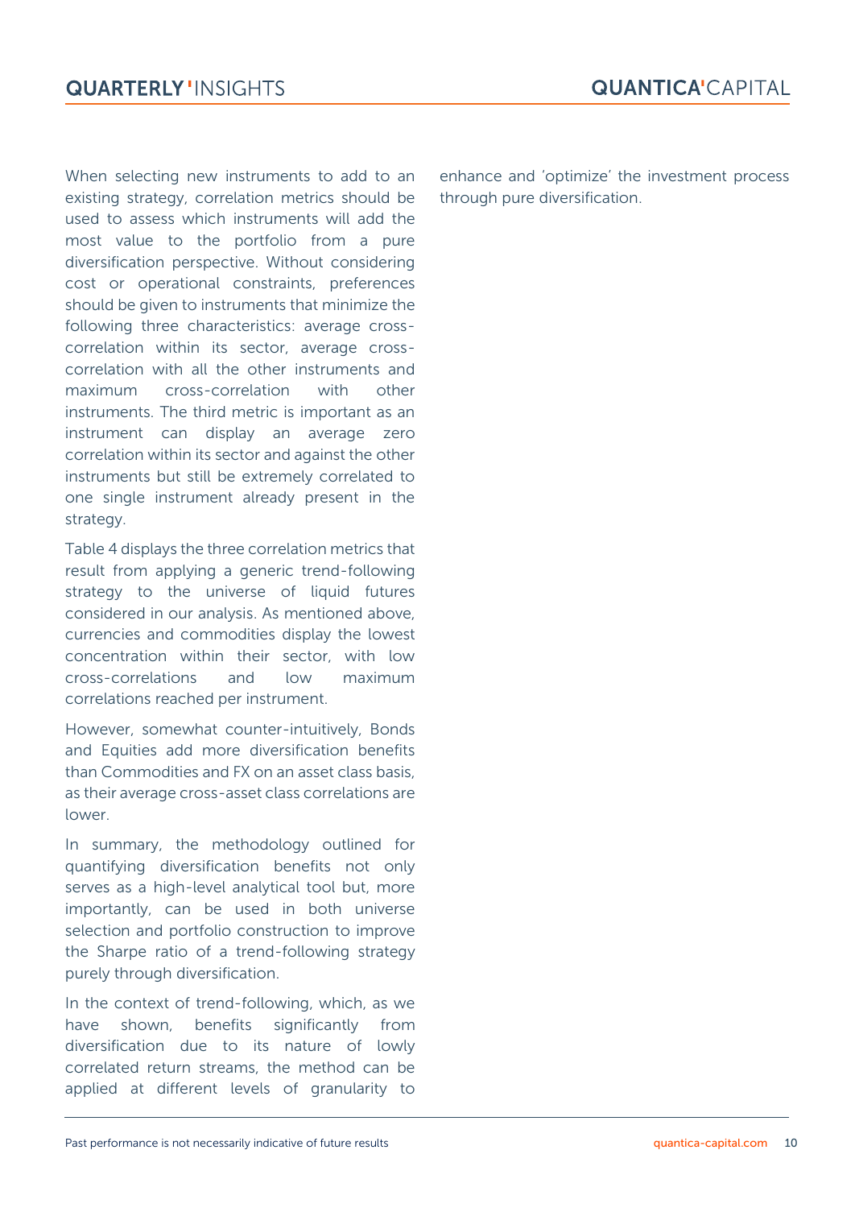When selecting new instruments to add to an existing strategy, correlation metrics should be used to assess which instruments will add the most value to the portfolio from a pure diversification perspective. Without considering cost or operational constraints, preferences should be given to instruments that minimize the following three characteristics: average cross-correlation within its sector, average cross-correlation with all the other instruments and maximum cross-correlation with other instruments. The third metric is important as an instrument can display an average zero correlation within its sector and against the other instruments but still be extremely correlated to one single instrument already present in the strategy.

Table 4 displays the three correlation metrics that result from applying a generic trend-following strategy to the universe of liquid futures considered in our analysis. As mentioned above, currencies and commodities display the lowest concentration within their sector, with low cross-correlations and low maximum correlations reached per instrument.

However, somewhat counter-intuitively, Bonds and Equities add more diversification benefits than Commodities and FX on an asset class basis, as their average cross-asset class correlations are lower.

In summary, the methodology outlined for quantifying diversification benefits not only serves as a high-level analytical tool but, more importantly, can be used in both universe selection and portfolio construction to improve the Sharpe ratio of a trend-following strategy purely through diversification.

In the context of trend-following, which, as we have shown, benefits significantly from diversification due to its nature of lowly correlated return streams, the method can be applied at different levels of granularity to enhance and 'optimize' the investment process through pure diversification.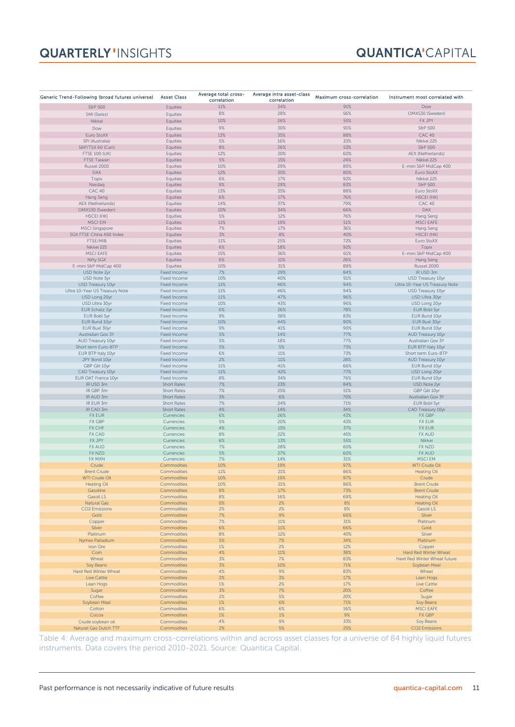| Generic Trend-Following (broad futures universe) | Asset Class | Average total cross-correlation | Average intra asset-class correlation | Maximum cross-correlation | Instrument most correlated with |
|---|---|---|---|---|---|
| S&P 500 | Equities | 11% | 34% | 91% | Dow |
| SMI (Swiss) | Equities | 8% | 28% | 56% | OMXS30 (Sweden) |
| Nikkei | Equities | 10% | 26% | 55% | FX JPY |
| Dow | Equities | 9% | 30% | 91% | S&P 500 |
| Euro StoXX | Equities | 13% | 35% | 88% | CAC 40 |
| SPI (Australia) | Equities | 5% | 16% | 33% | Nikkei 225 |
| S&P/TSX 60 (Can) | Equities | 8% | 26% | 53% | S&P 500 |
| FTSE 100 (UK) | Equities | 12% | 30% | 60% | AEX (Netherlands) |
| FTSE Taiwan | Equities | 5% | 15% | 24% | Nikkei 225 |
| Russel 2000 | Equities | 10% | 29% | 89% | E-mini S&P MidCap 400 |
| DAX | Equities | 12% | 35% | 80% | Euro StoXX |
| Topix | Equities | 6% | 17% | 92% | Nikkei 225 |
| Nasdaq | Equities | 9% | 29% | 83% | S&P 500 |
| CAC 40 | Equities | 13% | 35% | 88% | Euro StoXX |
| Hang Seng | Equities | 6% | 17% | 76% | HSCEI (HK) |
| AEX (Netherlands) | Equities | 14% | 37% | 79% | CAC 40 |
| OMXS30 (Sweden) | Equities | 10% | 34% | 66% | DAX |
| HSCEI (HK) | Equities | 5% | 12% | 76% | Hang Seng |
| MSCI EM | Equities | 11% | 19% | 51% | MSCI EAFE |
| MSCI Singapore | Equities | 7% | 17% | 36% | Hang Seng |
| SGX FTSE China A50 Index | Equities | 3% | 8% | 40% | HSCEI (HK) |
| FTSE/MIB | Equities | 11% | 25% | 72% | Euro StoXX |
| Nikkei 225 | Equities | 6% | 18% | 92% | Topix |
| MSCI EAFE | Equities | 15% | 36% | 61% | E-mini S&P MidCap 400 |
| Nifty SGX | Equities | 6% | 11% | 26% | Hang Seng |
| E-mini S&P MidCap 400 | Equities | 10% | 31% | 89% | Russel 2000 |
| USD Note 2yr | Fixed Income | 7% | 29% | 84% | IR USD 3m |
| USD Note 5yr | Fixed Income | 10% | 40% | 91% | USD Treasury 10yr |
| USD Treasury 10yr | Fixed Income | 11% | 46% | 94% | Ultra 10-Year US Treasury Note |
| Ultra 10-Year US Treasury Note | Fixed Income | 11% | 46% | 94% | USD Treasury 10yr |
| USD Long 20yr | Fixed Income | 11% | 47% | 96% | USD Ultra 30yr |
| USD Ultra 30yr | Fixed Income | 10% | 43% | 96% | USD Long 20yr |
| EUR Schatz 2yr | Fixed Income | 6% | 26% | 78% | EUR Bobl 5yr |
| EUR Bobl 5yr | Fixed Income | 9% | 38% | 83% | EUR Bund 10yr |
| EUR Bund 10yr | Fixed Income | 10% | 44% | 90% | EUR Buxl 30yr |
| EUR Buxl 30yr | Fixed Income | 9% | 41% | 90% | EUR Bund 10yr |
| Australian Gov 3Y | Fixed Income | 5% | 14% | 77% | AUD Treasury 10yr |
| AUD Treasury 10yr | Fixed Income | 5% | 18% | 77% | Australian Gov 3Y |
| Short term Euro-BTP | Fixed Income | 5% | 5% | 73% | EUR BTP Italy 10yr |
| EUR BTP Italy 10yr | Fixed Income | 6% | 11% | 73% | Short term Euro-BTP |
| JPY Bond 10yr | Fixed Income | 2% | 11% | 28% | AUD Treasury 10yr |
| GBP Gilt 10yr | Fixed Income | 11% | 41% | 66% | EUR Bund 10yr |
| CAD Treasury 10yr | Fixed Income | 11% | 42% | 77% | USD Long 20yr |
| EUR OAT France 10yr | Fixed Income | 8% | 34% | 76% | EUR Bund 10yr |
| IR USD 3m | Short Rates | 7% | 23% | 84% | USD Note 2yr |
| IR GBP 3m | Short Rates | 7% | 25% | 51% | GBP Gilt 10yr |
| IR AUD 3m | Short Rates | 3% | 6% | 70% | Australian Gov 3Y |
| IR EUR 3m | Short Rates | 7% | 24% | 71% | EUR Bobl 5yr |
| IR CAD 3m | Short Rates | 4% | 14% | 34% | CAD Treasury 10yr |
| FX EUR | Currencies | 6% | 26% | 43% | FX GBP |
| FX GBP | Currencies | 5% | 20% | 43% | FX EUR |
| FX CHF | Currencies | 4% | 15% | 37% | FX EUR |
| FX CAD | Currencies | 8% | 22% | 45% | FX AUD |
| FX JPY | Currencies | 6% | 13% | 55% | Nikkei |
| FX AUD | Currencies | 7% | 28% | 60% | FX NZD |
| FX NZD | Currencies | 5% | 27% | 60% | FX AUD |
| FX MXN | Currencies | 7% | 14% | 31% | MSCI EM |
| Crude | Commodities | 10% | 19% | 97% | WTI Crude Oil |
| Brent Crude | Commodities | 11% | 21% | 86% | Heating Oil |
| WTI Crude Oil | Commodities | 10% | 19% | 97% | Crude |
| Heating Oil | Commodities | 10% | 21% | 86% | Brent Crude |
| Gasoline | Commodities | 9% | 17% | 73% | Brent Crude |
| Gasoil LS | Commodities | 8% | 16% | 69% | Heating Oil |
| Natural Gas | Commodities | 0% | 2% | 8% | Heating Oil |
| CO2 Emissions | Commodities | 2% | 2% | 8% | Gasoil LS |
| Gold | Commodities | 7% | 9% | 66% | Silver |
| Copper | Commodities | 7% | 11% | 31% | Platinum |
| Silver | Commodities | 6% | 11% | 66% | Gold |
| Platinum | Commodities | 8% | 12% | 40% | Silver |
| Nymex Palladium | Commodities | 5% | 7% | 34% | Platinum |
| Iron Ore | Commodities | 1% | 2% | 12% | Copper |
| Corn | Commodities | 4% | 11% | 38% | Hard Red Winter Wheat |
| Wheat | Commodities | 3% | 7% | 83% | Hard Red Winter Wheat future |
| Soy Beans | Commodities | 3% | 10% | 71% | Soybean Meal |
| Hard Red Winter Wheat | Commodities | 4% | 9% | 83% | Wheat |
| Live Cattle | Commodities | 2% | 3% | 17% | Lean Hogs |
| Lean Hogs | Commodities | 1% | 2% | 17% | Live Cattle |
| Sugar | Commodities | 3% | 7% | 20% | Coffee |
| Coffee | Commodities | 2% | 5% | 20% | Sugar |
| Soybean Meal | Commodities | 1% | 6% | 71% | Soy Beans |
| Cotton | Commodities | 6% | 6% | 16% | MSCI EAFE |
| Cocoa | Commodities | 1% | 1% | 9% | FX GBP |
| Crude soybean oil | Commodities | 4% | 9% | 33% | Soy Beans |
| Natural Gas Dutch TTF | Commodities | 2% | 5% | 25% | CO2 Emissions |

Table 4: Average and maximum cross-correlations within and across asset classes for a universe of 84 highly liquid futures instruments. Data covers the period 2010-2021. Source: Quantica Capital.

Past performance is not necessarily indicative of future results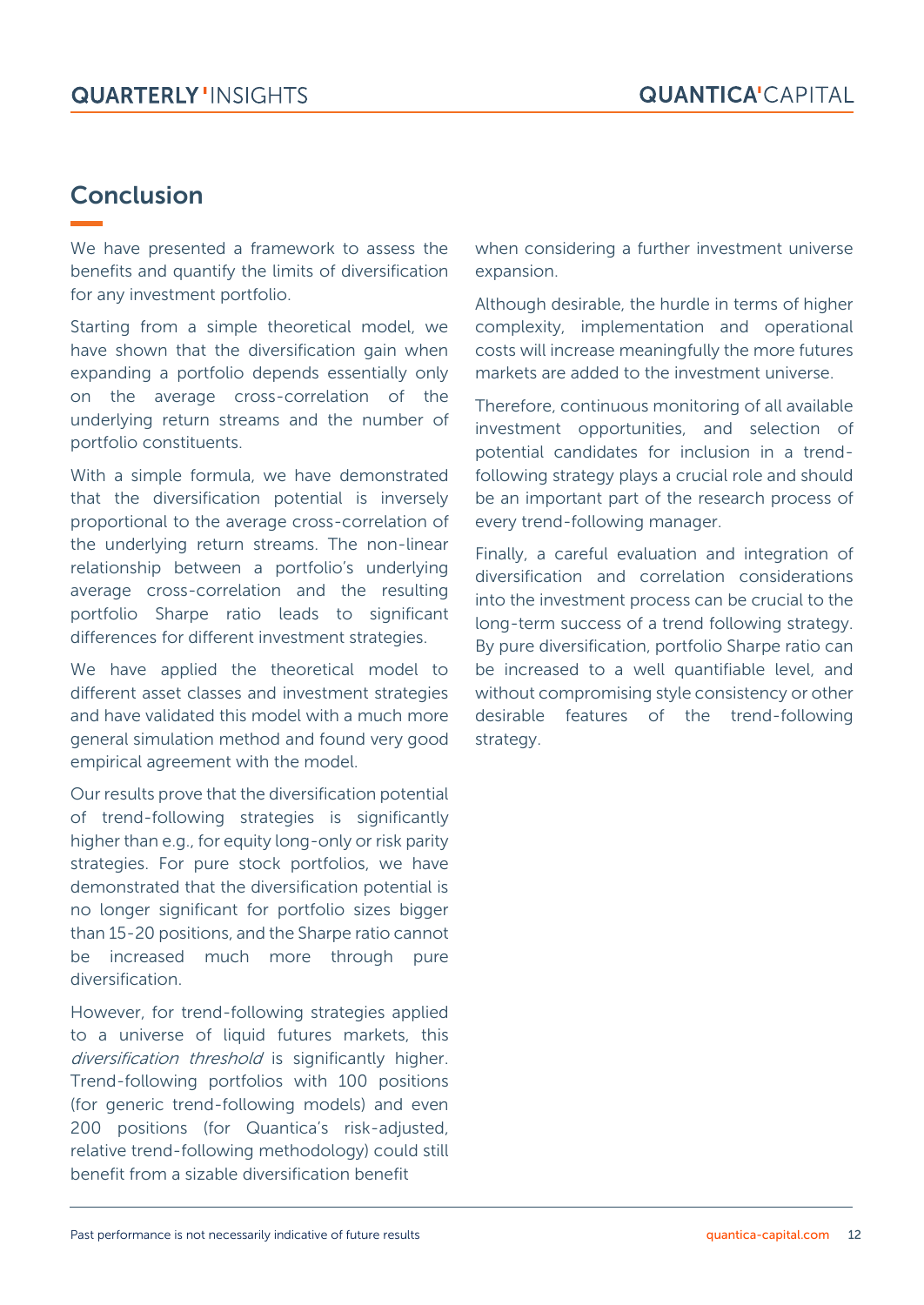## Conclusion

We have presented a framework to assess the benefits and quantify the limits of diversification for any investment portfolio.

Starting from a simple theoretical model, we have shown that the diversification gain when expanding a portfolio depends essentially only on the average cross-correlation of the underlying return streams and the number of portfolio constituents.

With a simple formula, we have demonstrated that the diversification potential is inversely proportional to the average cross-correlation of the underlying return streams. The non-linear relationship between a portfolio's underlying average cross-correlation and the resulting portfolio Sharpe ratio leads to significant differences for different investment strategies.

We have applied the theoretical model to different asset classes and investment strategies and have validated this model with a much more general simulation method and found very good empirical agreement with the model.

Our results prove that the diversification potential of trend-following strategies is significantly higher than e.g., for equity long-only or risk parity strategies. For pure stock portfolios, we have demonstrated that the diversification potential is no longer significant for portfolio sizes bigger than 15-20 positions, and the Sharpe ratio cannot be increased much more through pure diversification.

However, for trend-following strategies applied to a universe of liquid futures markets, this *diversification threshold* is significantly higher. Trend-following portfolios with 100 positions (for generic trend-following models) and even 200 positions (for Quantica's risk-adjusted, relative trend-following methodology) could still benefit from a sizable diversification benefit when considering a further investment universe expansion.

Although desirable, the hurdle in terms of higher complexity, implementation and operational costs will increase meaningfully the more futures markets are added to the investment universe.

Therefore, continuous monitoring of all available investment opportunities, and selection of potential candidates for inclusion in a trend-following strategy plays a crucial role and should be an important part of the research process of every trend-following manager.

Finally, a careful evaluation and integration of diversification and correlation considerations into the investment process can be crucial to the long-term success of a trend following strategy. By pure diversification, portfolio Sharpe ratio can be increased to a well quantifiable level, and without compromising style consistency or other desirable features of the trend-following strategy.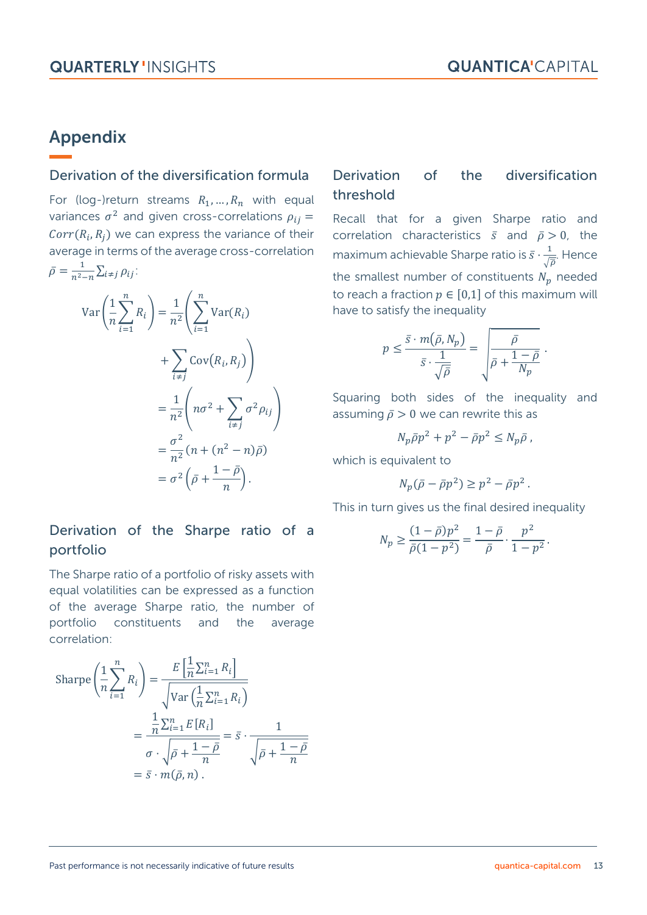## Appendix

### Derivation of the diversification formula

For (log-)return streams $R_1, \dots, R_n$ with equal variances $\sigma^2$ and given cross-correlations $\rho_{ij} = Corr(R_i, R_j)$ we can express the variance of their average in terms of the average cross-correlation $\bar{\rho} = \frac{1}{n^2-n}\sum_{i\neq j}\rho_{ij}$:

$$
\begin{aligned}
\mathrm{Var}\left(\frac{1}{n}\sum_{i=1}^{n} R_i\right) &= \frac{1}{n^2}\left(\sum_{i=1}^{n}\mathrm{Var}(R_i) + \sum_{i\neq j}\mathrm{Cov}(R_i, R_j)\right) \\
&= \frac{1}{n^2}\left(n\sigma^2 + \sum_{i\neq j}\sigma^2\rho_{ij}\right) \\
&= \frac{\sigma^2}{n^2}\left(n + (n^2-n)\bar{\rho}\right) \\
&= \sigma^2\left(\bar{\rho} + \frac{1-\bar{\rho}}{n}\right).
\end{aligned}
$$

### Derivation of the Sharpe ratio of a portfolio

The Sharpe ratio of a portfolio of risky assets with equal volatilities can be expressed as a function of the average Sharpe ratio, the number of portfolio constituents and the average correlation:

$$
\begin{aligned}
\mathrm{Sharpe}\left(\frac{1}{n}\sum_{i=1}^{n} R_i\right) &= \frac{E\left[\frac{1}{n}\sum_{i=1}^{n} R_i\right]}{\sqrt{\mathrm{Var}\left(\frac{1}{n}\sum_{i=1}^{n} R_i\right)}} \\
&= \frac{\frac{1}{n}\sum_{i=1}^{n} E[R_i]}{\sigma\cdot\sqrt{\bar{\rho} + \frac{1-\bar{\rho}}{n}}} = \bar{s}\cdot\frac{1}{\sqrt{\bar{\rho} + \frac{1-\bar{\rho}}{n}}} \\
&= \bar{s}\cdot m(\bar{\rho}, n)\,.
\end{aligned}
$$

### Derivation of the diversification threshold

Recall that for a given Sharpe ratio and correlation characteristics $\bar{s}$ and $\bar{\rho} > 0$, the maximum achievable Sharpe ratio is $\bar{s}\cdot\frac{1}{\sqrt{\bar{\rho}}}$. Hence the smallest number of constituents $N_p$ needed to reach a fraction $p \in [0,1]$ of this maximum will have to satisfy the inequality

$$
p \leq \frac{\bar{s}\cdot m(\bar{\rho}, N_p)}{\bar{s}\cdot\frac{1}{\sqrt{\bar{\rho}}}} = \sqrt{\frac{\bar{\rho}}{\bar{\rho} + \frac{1-\bar{\rho}}{N_p}}}\,.
$$

Squaring both sides of the inequality and assuming $\bar{\rho} > 0$ we can rewrite this as

$$
N_p\bar{\rho}p^2 + p^2 - \bar{\rho}p^2 \leq N_p\bar{\rho}\,,
$$

which is equivalent to

$$
N_p(\bar{\rho} - \bar{\rho}p^2) \geq p^2 - \bar{\rho}p^2\,.
$$

This in turn gives us the final desired inequality

$$
N_p \geq \frac{(1-\bar{\rho})p^2}{\bar{\rho}(1-p^2)} = \frac{1-\bar{\rho}}{\bar{\rho}}\cdot\frac{p^2}{1-p^2}.
$$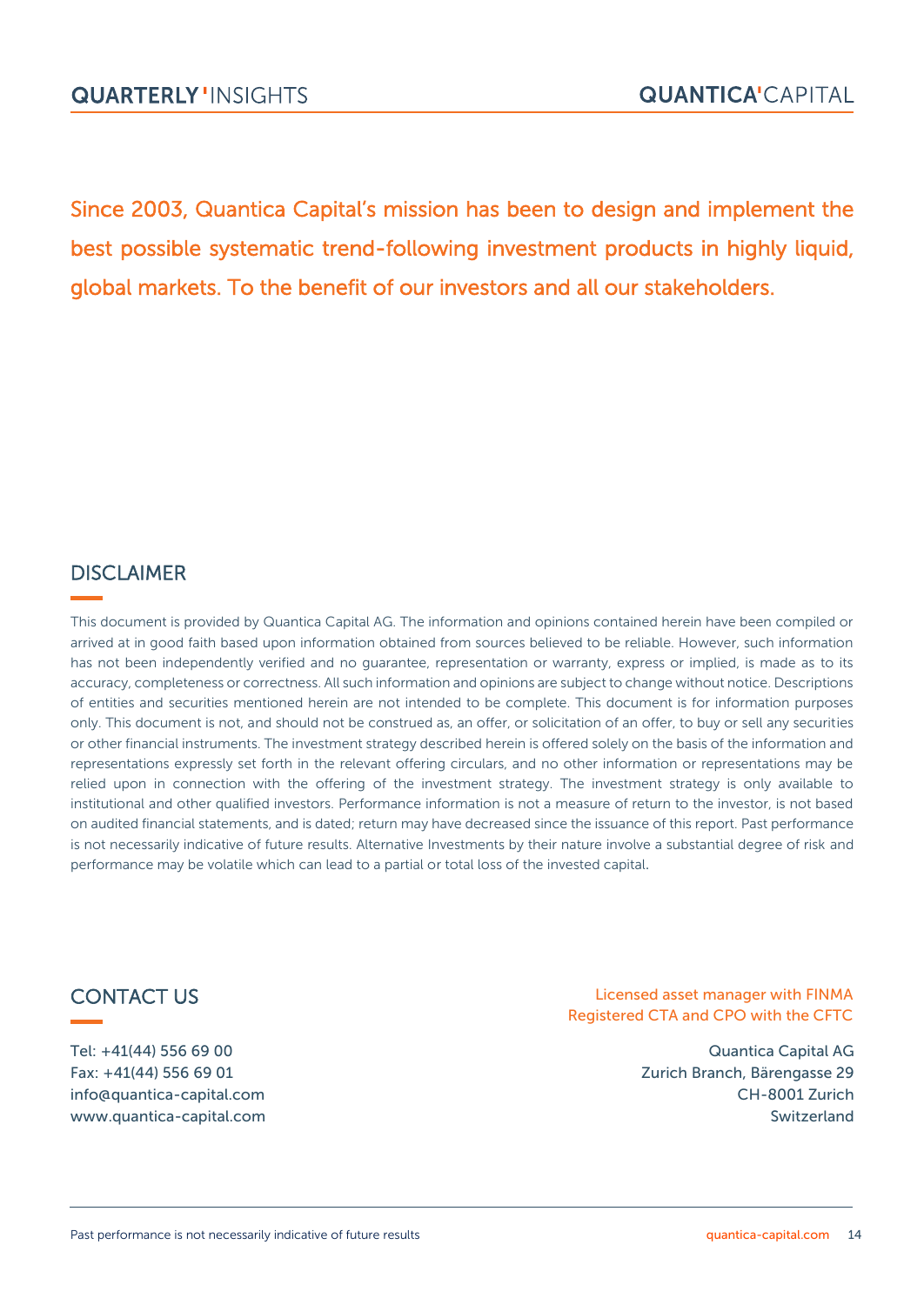Since 2003, Quantica Capital's mission has been to design and implement the best possible systematic trend-following investment products in highly liquid, global markets. To the benefit of our investors and all our stakeholders.

## DISCLAIMER

This document is provided by Quantica Capital AG. The information and opinions contained herein have been compiled or arrived at in good faith based upon information obtained from sources believed to be reliable. However, such information has not been independently verified and no guarantee, representation or warranty, express or implied, is made as to its accuracy, completeness or correctness. All such information and opinions are subject to change without notice. Descriptions of entities and securities mentioned herein are not intended to be complete. This document is for information purposes only. This document is not, and should not be construed as, an offer, or solicitation of an offer, to buy or sell any securities or other financial instruments. The investment strategy described herein is offered solely on the basis of the information and representations expressly set forth in the relevant offering circulars, and no other information or representations may be relied upon in connection with the offering of the investment strategy. The investment strategy is only available to institutional and other qualified investors. Performance information is not a measure of return to the investor, is not based on audited financial statements, and is dated; return may have decreased since the issuance of this report. Past performance is not necessarily indicative of future results. Alternative Investments by their nature involve a substantial degree of risk and performance may be volatile which can lead to a partial or total loss of the invested capital.

## CONTACT US

Tel: +41(44) 556 69 00
Fax: +41(44) 556 69 01
info@quantica-capital.com
www.quantica-capital.com

Licensed asset manager with FINMA
Registered CTA and CPO with the CFTC

Quantica Capital AG
Zurich Branch, Bärengasse 29
CH-8001 Zurich
Switzerland